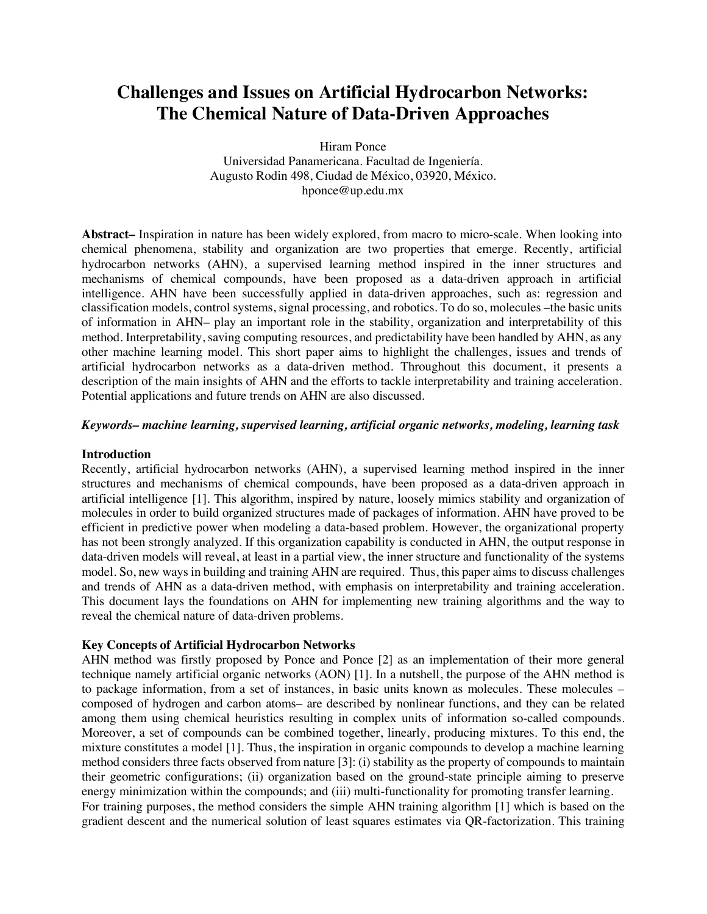# Challenges and Issues on Artificial Hydrocarbon Networks: The Chemical Nature of Data-Driven Approaches

Hiram Ponce
Universidad Panamericana. Facultad de Ingeniería.
Augusto Rodin 498, Ciudad de México, 03920, México.
hponce@up.edu.mx

**Abstract–** Inspiration in nature has been widely explored, from macro to micro-scale. When looking into chemical phenomena, stability and organization are two properties that emerge. Recently, artificial hydrocarbon networks (AHN), a supervised learning method inspired in the inner structures and mechanisms of chemical compounds, have been proposed as a data-driven approach in artificial intelligence. AHN have been successfully applied in data-driven approaches, such as: regression and classification models, control systems, signal processing, and robotics. To do so, molecules –the basic units of information in AHN– play an important role in the stability, organization and interpretability of this method. Interpretability, saving computing resources, and predictability have been handled by AHN, as any other machine learning model. This short paper aims to highlight the challenges, issues and trends of artificial hydrocarbon networks as a data-driven method. Throughout this document, it presents a description of the main insights of AHN and the efforts to tackle interpretability and training acceleration. Potential applications and future trends on AHN are also discussed.

***Keywords– machine learning, supervised learning, artificial organic networks, modeling, learning task***

## Introduction

Recently, artificial hydrocarbon networks (AHN), a supervised learning method inspired in the inner structures and mechanisms of chemical compounds, have been proposed as a data-driven approach in artificial intelligence [1]. This algorithm, inspired by nature, loosely mimics stability and organization of molecules in order to build organized structures made of packages of information. AHN have proved to be efficient in predictive power when modeling a data-based problem. However, the organizational property has not been strongly analyzed. If this organization capability is conducted in AHN, the output response in data-driven models will reveal, at least in a partial view, the inner structure and functionality of the systems model. So, new ways in building and training AHN are required. Thus, this paper aims to discuss challenges and trends of AHN as a data-driven method, with emphasis on interpretability and training acceleration. This document lays the foundations on AHN for implementing new training algorithms and the way to reveal the chemical nature of data-driven problems.

## Key Concepts of Artificial Hydrocarbon Networks

AHN method was firstly proposed by Ponce and Ponce [2] as an implementation of their more general technique namely artificial organic networks (AON) [1]. In a nutshell, the purpose of the AHN method is to package information, from a set of instances, in basic units known as molecules. These molecules – composed of hydrogen and carbon atoms– are described by nonlinear functions, and they can be related among them using chemical heuristics resulting in complex units of information so-called compounds. Moreover, a set of compounds can be combined together, linearly, producing mixtures. To this end, the mixture constitutes a model [1]. Thus, the inspiration in organic compounds to develop a machine learning method considers three facts observed from nature [3]: (i) stability as the property of compounds to maintain their geometric configurations; (ii) organization based on the ground-state principle aiming to preserve energy minimization within the compounds; and (iii) multi-functionality for promoting transfer learning.

For training purposes, the method considers the simple AHN training algorithm [1] which is based on the gradient descent and the numerical solution of least squares estimates via QR-factorization. This training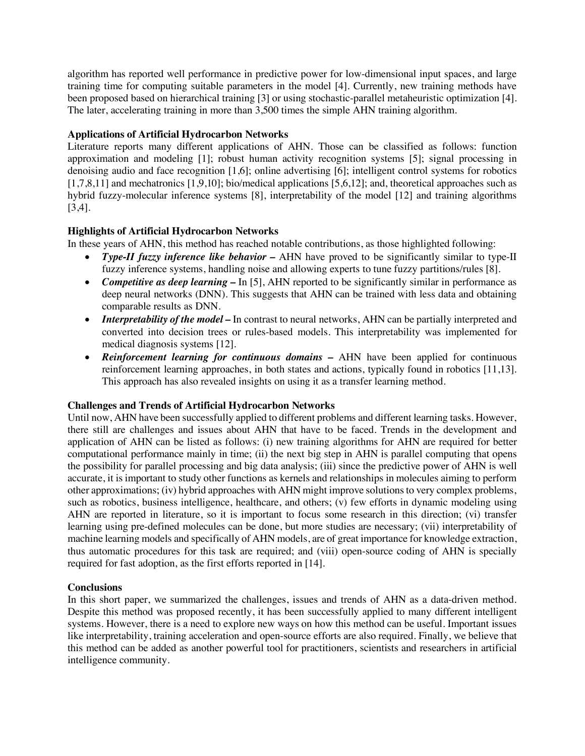algorithm has reported well performance in predictive power for low-dimensional input spaces, and large training time for computing suitable parameters in the model [4]. Currently, new training methods have been proposed based on hierarchical training [3] or using stochastic-parallel metaheuristic optimization [4]. The later, accelerating training in more than 3,500 times the simple AHN training algorithm.

## Applications of Artificial Hydrocarbon Networks

Literature reports many different applications of AHN. Those can be classified as follows: function approximation and modeling [1]; robust human activity recognition systems [5]; signal processing in denoising audio and face recognition [1,6]; online advertising [6]; intelligent control systems for robotics [1,7,8,11] and mechatronics [1,9,10]; bio/medical applications [5,6,12]; and, theoretical approaches such as hybrid fuzzy-molecular inference systems [8], interpretability of the model [12] and training algorithms [3,4].

## Highlights of Artificial Hydrocarbon Networks

In these years of AHN, this method has reached notable contributions, as those highlighted following:

- ***Type-II fuzzy inference like behavior –*** AHN have proved to be significantly similar to type-II fuzzy inference systems, handling noise and allowing experts to tune fuzzy partitions/rules [8].
- ***Competitive as deep learning –*** In [5], AHN reported to be significantly similar in performance as deep neural networks (DNN). This suggests that AHN can be trained with less data and obtaining comparable results as DNN.
- ***Interpretability of the model –*** In contrast to neural networks, AHN can be partially interpreted and converted into decision trees or rules-based models. This interpretability was implemented for medical diagnosis systems [12].
- ***Reinforcement learning for continuous domains –*** AHN have been applied for continuous reinforcement learning approaches, in both states and actions, typically found in robotics [11,13]. This approach has also revealed insights on using it as a transfer learning method.

## Challenges and Trends of Artificial Hydrocarbon Networks

Until now, AHN have been successfully applied to different problems and different learning tasks. However, there still are challenges and issues about AHN that have to be faced. Trends in the development and application of AHN can be listed as follows: (i) new training algorithms for AHN are required for better computational performance mainly in time; (ii) the next big step in AHN is parallel computing that opens the possibility for parallel processing and big data analysis; (iii) since the predictive power of AHN is well accurate, it is important to study other functions as kernels and relationships in molecules aiming to perform other approximations; (iv) hybrid approaches with AHN might improve solutions to very complex problems, such as robotics, business intelligence, healthcare, and others; (v) few efforts in dynamic modeling using AHN are reported in literature, so it is important to focus some research in this direction; (vi) transfer learning using pre-defined molecules can be done, but more studies are necessary; (vii) interpretability of machine learning models and specifically of AHN models, are of great importance for knowledge extraction, thus automatic procedures for this task are required; and (viii) open-source coding of AHN is specially required for fast adoption, as the first efforts reported in [14].

## Conclusions

In this short paper, we summarized the challenges, issues and trends of AHN as a data-driven method. Despite this method was proposed recently, it has been successfully applied to many different intelligent systems. However, there is a need to explore new ways on how this method can be useful. Important issues like interpretability, training acceleration and open-source efforts are also required. Finally, we believe that this method can be added as another powerful tool for practitioners, scientists and researchers in artificial intelligence community.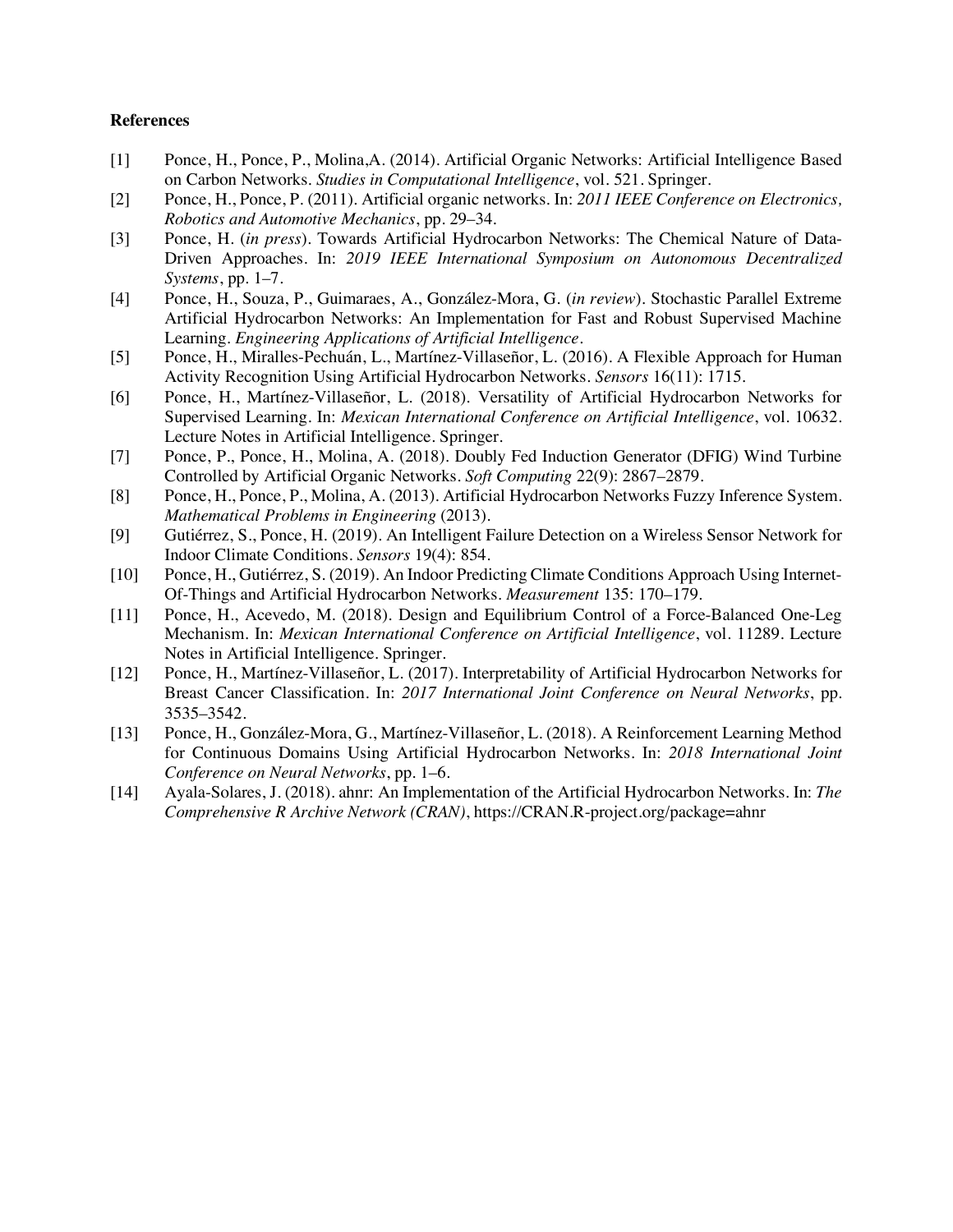**References**

[1] Ponce, H., Ponce, P., Molina,A. (2014). Artificial Organic Networks: Artificial Intelligence Based on Carbon Networks. *Studies in Computational Intelligence*, vol. 521. Springer.

[2] Ponce, H., Ponce, P. (2011). Artificial organic networks. In: *2011 IEEE Conference on Electronics, Robotics and Automotive Mechanics*, pp. 29–34.

[3] Ponce, H. (*in press*). Towards Artificial Hydrocarbon Networks: The Chemical Nature of Data-Driven Approaches. In: *2019 IEEE International Symposium on Autonomous Decentralized Systems*, pp. 1–7.

[4] Ponce, H., Souza, P., Guimaraes, A., González-Mora, G. (*in review*). Stochastic Parallel Extreme Artificial Hydrocarbon Networks: An Implementation for Fast and Robust Supervised Machine Learning. *Engineering Applications of Artificial Intelligence*.

[5] Ponce, H., Miralles-Pechuán, L., Martínez-Villaseñor, L. (2016). A Flexible Approach for Human Activity Recognition Using Artificial Hydrocarbon Networks. *Sensors* 16(11): 1715.

[6] Ponce, H., Martínez-Villaseñor, L. (2018). Versatility of Artificial Hydrocarbon Networks for Supervised Learning. In: *Mexican International Conference on Artificial Intelligence*, vol. 10632. Lecture Notes in Artificial Intelligence. Springer.

[7] Ponce, P., Ponce, H., Molina, A. (2018). Doubly Fed Induction Generator (DFIG) Wind Turbine Controlled by Artificial Organic Networks. *Soft Computing* 22(9): 2867–2879.

[8] Ponce, H., Ponce, P., Molina, A. (2013). Artificial Hydrocarbon Networks Fuzzy Inference System. *Mathematical Problems in Engineering* (2013).

[9] Gutiérrez, S., Ponce, H. (2019). An Intelligent Failure Detection on a Wireless Sensor Network for Indoor Climate Conditions. *Sensors* 19(4): 854.

[10] Ponce, H., Gutiérrez, S. (2019). An Indoor Predicting Climate Conditions Approach Using Internet-Of-Things and Artificial Hydrocarbon Networks. *Measurement* 135: 170–179.

[11] Ponce, H., Acevedo, M. (2018). Design and Equilibrium Control of a Force-Balanced One-Leg Mechanism. In: *Mexican International Conference on Artificial Intelligence*, vol. 11289. Lecture Notes in Artificial Intelligence. Springer.

[12] Ponce, H., Martínez-Villaseñor, L. (2017). Interpretability of Artificial Hydrocarbon Networks for Breast Cancer Classification. In: *2017 International Joint Conference on Neural Networks*, pp. 3535–3542.

[13] Ponce, H., González-Mora, G., Martínez-Villaseñor, L. (2018). A Reinforcement Learning Method for Continuous Domains Using Artificial Hydrocarbon Networks. In: *2018 International Joint Conference on Neural Networks*, pp. 1–6.

[14] Ayala-Solares, J. (2018). ahnr: An Implementation of the Artificial Hydrocarbon Networks. In: *The Comprehensive R Archive Network (CRAN)*, https://CRAN.R-project.org/package=ahnr